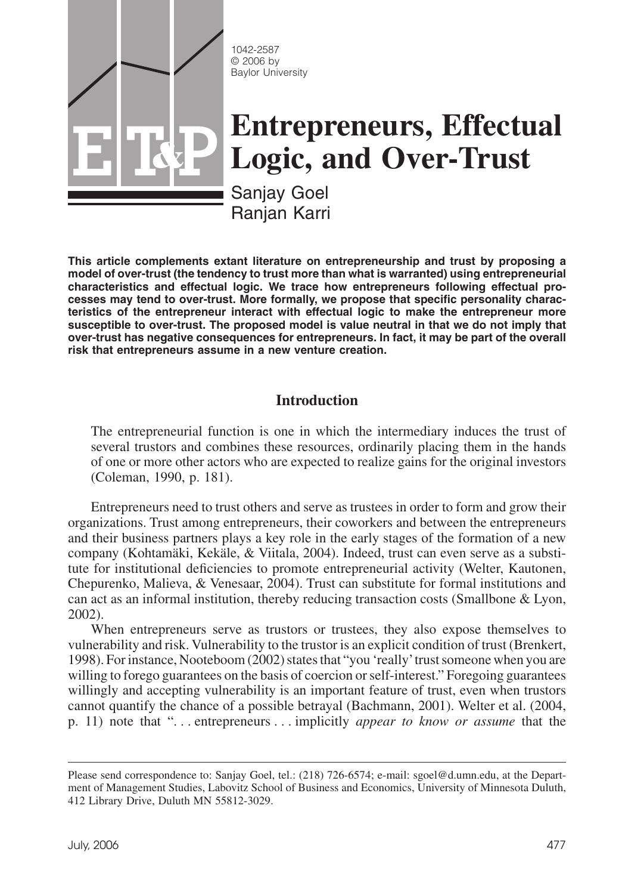1042-2587
© 2006 by
Baylor University

# Entrepreneurs, Effectual Logic, and Over-Trust

Sanjay Goel
Ranjan Karri

**This article complements extant literature on entrepreneurship and trust by proposing a model of over-trust (the tendency to trust more than what is warranted) using entrepreneurial characteristics and effectual logic. We trace how entrepreneurs following effectual processes may tend to over-trust. More formally, we propose that specific personality characteristics of the entrepreneur interact with effectual logic to make the entrepreneur more susceptible to over-trust. The proposed model is value neutral in that we do not imply that over-trust has negative consequences for entrepreneurs. In fact, it may be part of the overall risk that entrepreneurs assume in a new venture creation.**

## Introduction

> The entrepreneurial function is one in which the intermediary induces the trust of several trustors and combines these resources, ordinarily placing them in the hands of one or more other actors who are expected to realize gains for the original investors (Coleman, 1990, p. 181).

Entrepreneurs need to trust others and serve as trustees in order to form and grow their organizations. Trust among entrepreneurs, their coworkers and between the entrepreneurs and their business partners plays a key role in the early stages of the formation of a new company (Kohtamäki, Kekäle, & Viitala, 2004). Indeed, trust can even serve as a substitute for institutional deficiencies to promote entrepreneurial activity (Welter, Kautonen, Chepurenko, Malieva, & Venesaar, 2004). Trust can substitute for formal institutions and can act as an informal institution, thereby reducing transaction costs (Smallbone & Lyon, 2002).

When entrepreneurs serve as trustors or trustees, they also expose themselves to vulnerability and risk. Vulnerability to the trustor is an explicit condition of trust (Brenkert, 1998). For instance, Nooteboom (2002) states that "you 'really' trust someone when you are willing to forego guarantees on the basis of coercion or self-interest." Foregoing guarantees willingly and accepting vulnerability is an important feature of trust, even when trustors cannot quantify the chance of a possible betrayal (Bachmann, 2001). Welter et al. (2004, p. 11) note that ". . . entrepreneurs . . . implicitly *appear to know or assume* that the

---

Please send correspondence to: Sanjay Goel, tel.: (218) 726-6574; e-mail: sgoel@d.umn.edu, at the Department of Management Studies, Labovitz School of Business and Economics, University of Minnesota Duluth, 412 Library Drive, Duluth MN 55812-3029.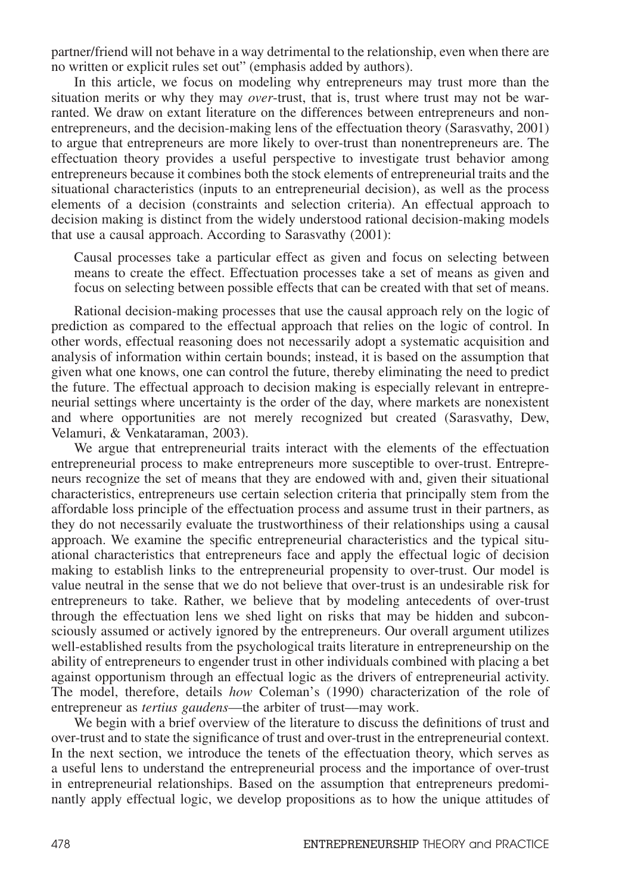partner/friend will not behave in a way detrimental to the relationship, even when there are no written or explicit rules set out" (emphasis added by authors).

In this article, we focus on modeling why entrepreneurs may trust more than the situation merits or why they may *over*-trust, that is, trust where trust may not be warranted. We draw on extant literature on the differences between entrepreneurs and nonentrepreneurs, and the decision-making lens of the effectuation theory (Sarasvathy, 2001) to argue that entrepreneurs are more likely to over-trust than nonentrepreneurs are. The effectuation theory provides a useful perspective to investigate trust behavior among entrepreneurs because it combines both the stock elements of entrepreneurial traits and the situational characteristics (inputs to an entrepreneurial decision), as well as the process elements of a decision (constraints and selection criteria). An effectual approach to decision making is distinct from the widely understood rational decision-making models that use a causal approach. According to Sarasvathy (2001):

> Causal processes take a particular effect as given and focus on selecting between means to create the effect. Effectuation processes take a set of means as given and focus on selecting between possible effects that can be created with that set of means.

Rational decision-making processes that use the causal approach rely on the logic of prediction as compared to the effectual approach that relies on the logic of control. In other words, effectual reasoning does not necessarily adopt a systematic acquisition and analysis of information within certain bounds; instead, it is based on the assumption that given what one knows, one can control the future, thereby eliminating the need to predict the future. The effectual approach to decision making is especially relevant in entrepreneurial settings where uncertainty is the order of the day, where markets are nonexistent and where opportunities are not merely recognized but created (Sarasvathy, Dew, Velamuri, & Venkataraman, 2003).

We argue that entrepreneurial traits interact with the elements of the effectuation entrepreneurial process to make entrepreneurs more susceptible to over-trust. Entrepreneurs recognize the set of means that they are endowed with and, given their situational characteristics, entrepreneurs use certain selection criteria that principally stem from the affordable loss principle of the effectuation process and assume trust in their partners, as they do not necessarily evaluate the trustworthiness of their relationships using a causal approach. We examine the specific entrepreneurial characteristics and the typical situational characteristics that entrepreneurs face and apply the effectual logic of decision making to establish links to the entrepreneurial propensity to over-trust. Our model is value neutral in the sense that we do not believe that over-trust is an undesirable risk for entrepreneurs to take. Rather, we believe that by modeling antecedents of over-trust through the effectuation lens we shed light on risks that may be hidden and subconsciously assumed or actively ignored by the entrepreneurs. Our overall argument utilizes well-established results from the psychological traits literature in entrepreneurship on the ability of entrepreneurs to engender trust in other individuals combined with placing a bet against opportunism through an effectual logic as the drivers of entrepreneurial activity. The model, therefore, details *how* Coleman's (1990) characterization of the role of entrepreneur as *tertius gaudens*—the arbiter of trust—may work.

We begin with a brief overview of the literature to discuss the definitions of trust and over-trust and to state the significance of trust and over-trust in the entrepreneurial context. In the next section, we introduce the tenets of the effectuation theory, which serves as a useful lens to understand the entrepreneurial process and the importance of over-trust in entrepreneurial relationships. Based on the assumption that entrepreneurs predominantly apply effectual logic, we develop propositions as to how the unique attitudes of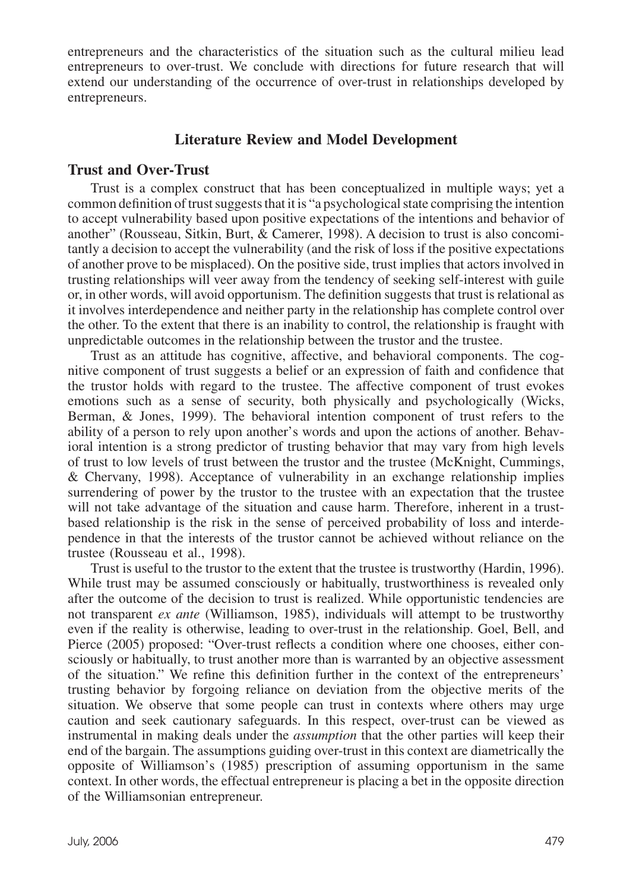entrepreneurs and the characteristics of the situation such as the cultural milieu lead entrepreneurs to over-trust. We conclude with directions for future research that will extend our understanding of the occurrence of over-trust in relationships developed by entrepreneurs.

## Literature Review and Model Development

### Trust and Over-Trust

Trust is a complex construct that has been conceptualized in multiple ways; yet a common definition of trust suggests that it is "a psychological state comprising the intention to accept vulnerability based upon positive expectations of the intentions and behavior of another" (Rousseau, Sitkin, Burt, & Camerer, 1998). A decision to trust is also concomitantly a decision to accept the vulnerability (and the risk of loss if the positive expectations of another prove to be misplaced). On the positive side, trust implies that actors involved in trusting relationships will veer away from the tendency of seeking self-interest with guile or, in other words, will avoid opportunism. The definition suggests that trust is relational as it involves interdependence and neither party in the relationship has complete control over the other. To the extent that there is an inability to control, the relationship is fraught with unpredictable outcomes in the relationship between the trustor and the trustee.

Trust as an attitude has cognitive, affective, and behavioral components. The cognitive component of trust suggests a belief or an expression of faith and confidence that the trustor holds with regard to the trustee. The affective component of trust evokes emotions such as a sense of security, both physically and psychologically (Wicks, Berman, & Jones, 1999). The behavioral intention component of trust refers to the ability of a person to rely upon another's words and upon the actions of another. Behavioral intention is a strong predictor of trusting behavior that may vary from high levels of trust to low levels of trust between the trustor and the trustee (McKnight, Cummings, & Chervany, 1998). Acceptance of vulnerability in an exchange relationship implies surrendering of power by the trustor to the trustee with an expectation that the trustee will not take advantage of the situation and cause harm. Therefore, inherent in a trust-based relationship is the risk in the sense of perceived probability of loss and interdependence in that the interests of the trustor cannot be achieved without reliance on the trustee (Rousseau et al., 1998).

Trust is useful to the trustor to the extent that the trustee is trustworthy (Hardin, 1996). While trust may be assumed consciously or habitually, trustworthiness is revealed only after the outcome of the decision to trust is realized. While opportunistic tendencies are not transparent *ex ante* (Williamson, 1985), individuals will attempt to be trustworthy even if the reality is otherwise, leading to over-trust in the relationship. Goel, Bell, and Pierce (2005) proposed: "Over-trust reflects a condition where one chooses, either consciously or habitually, to trust another more than is warranted by an objective assessment of the situation." We refine this definition further in the context of the entrepreneurs' trusting behavior by forgoing reliance on deviation from the objective merits of the situation. We observe that some people can trust in contexts where others may urge caution and seek cautionary safeguards. In this respect, over-trust can be viewed as instrumental in making deals under the *assumption* that the other parties will keep their end of the bargain. The assumptions guiding over-trust in this context are diametrically the opposite of Williamson's (1985) prescription of assuming opportunism in the same context. In other words, the effectual entrepreneur is placing a bet in the opposite direction of the Williamsonian entrepreneur.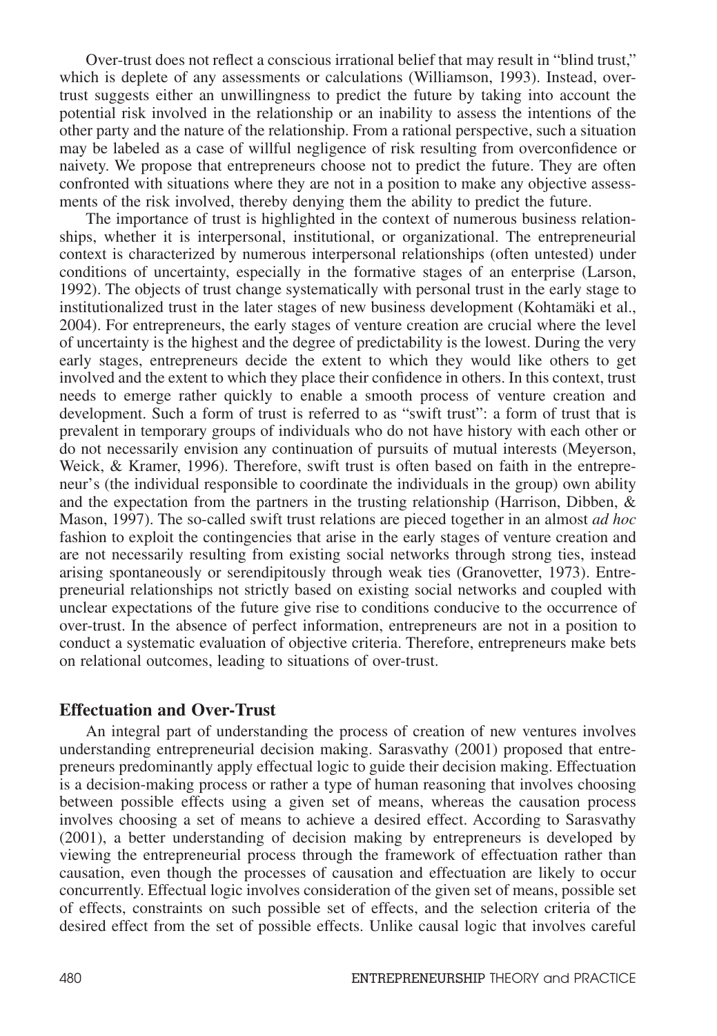Over-trust does not reflect a conscious irrational belief that may result in "blind trust," which is deplete of any assessments or calculations (Williamson, 1993). Instead, over-trust suggests either an unwillingness to predict the future by taking into account the potential risk involved in the relationship or an inability to assess the intentions of the other party and the nature of the relationship. From a rational perspective, such a situation may be labeled as a case of willful negligence of risk resulting from overconfidence or naivety. We propose that entrepreneurs choose not to predict the future. They are often confronted with situations where they are not in a position to make any objective assessments of the risk involved, thereby denying them the ability to predict the future.

The importance of trust is highlighted in the context of numerous business relationships, whether it is interpersonal, institutional, or organizational. The entrepreneurial context is characterized by numerous interpersonal relationships (often untested) under conditions of uncertainty, especially in the formative stages of an enterprise (Larson, 1992). The objects of trust change systematically with personal trust in the early stage to institutionalized trust in the later stages of new business development (Kohtamäki et al., 2004). For entrepreneurs, the early stages of venture creation are crucial where the level of uncertainty is the highest and the degree of predictability is the lowest. During the very early stages, entrepreneurs decide the extent to which they would like others to get involved and the extent to which they place their confidence in others. In this context, trust needs to emerge rather quickly to enable a smooth process of venture creation and development. Such a form of trust is referred to as "swift trust": a form of trust that is prevalent in temporary groups of individuals who do not have history with each other or do not necessarily envision any continuation of pursuits of mutual interests (Meyerson, Weick, & Kramer, 1996). Therefore, swift trust is often based on faith in the entrepreneur's (the individual responsible to coordinate the individuals in the group) own ability and the expectation from the partners in the trusting relationship (Harrison, Dibben, & Mason, 1997). The so-called swift trust relations are pieced together in an almost *ad hoc* fashion to exploit the contingencies that arise in the early stages of venture creation and are not necessarily resulting from existing social networks through strong ties, instead arising spontaneously or serendipitously through weak ties (Granovetter, 1973). Entrepreneurial relationships not strictly based on existing social networks and coupled with unclear expectations of the future give rise to conditions conducive to the occurrence of over-trust. In the absence of perfect information, entrepreneurs are not in a position to conduct a systematic evaluation of objective criteria. Therefore, entrepreneurs make bets on relational outcomes, leading to situations of over-trust.

## Effectuation and Over-Trust

An integral part of understanding the process of creation of new ventures involves understanding entrepreneurial decision making. Sarasvathy (2001) proposed that entrepreneurs predominantly apply effectual logic to guide their decision making. Effectuation is a decision-making process or rather a type of human reasoning that involves choosing between possible effects using a given set of means, whereas the causation process involves choosing a set of means to achieve a desired effect. According to Sarasvathy (2001), a better understanding of decision making by entrepreneurs is developed by viewing the entrepreneurial process through the framework of effectuation rather than causation, even though the processes of causation and effectuation are likely to occur concurrently. Effectual logic involves consideration of the given set of means, possible set of effects, constraints on such possible set of effects, and the selection criteria of the desired effect from the set of possible effects. Unlike causal logic that involves careful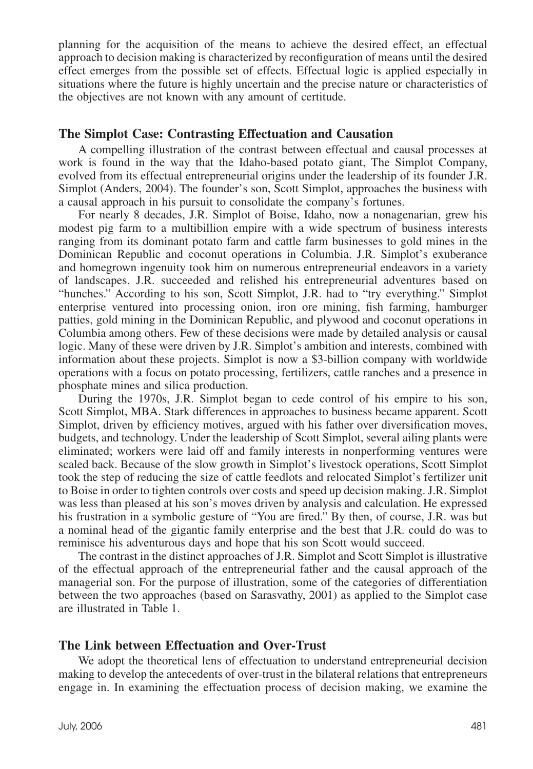planning for the acquisition of the means to achieve the desired effect, an effectual approach to decision making is characterized by reconfiguration of means until the desired effect emerges from the possible set of effects. Effectual logic is applied especially in situations where the future is highly uncertain and the precise nature or characteristics of the objectives are not known with any amount of certitude.

## The Simplot Case: Contrasting Effectuation and Causation

A compelling illustration of the contrast between effectual and causal processes at work is found in the way that the Idaho-based potato giant, The Simplot Company, evolved from its effectual entrepreneurial origins under the leadership of its founder J.R. Simplot (Anders, 2004). The founder's son, Scott Simplot, approaches the business with a causal approach in his pursuit to consolidate the company's fortunes.

For nearly 8 decades, J.R. Simplot of Boise, Idaho, now a nonagenarian, grew his modest pig farm to a multibillion empire with a wide spectrum of business interests ranging from its dominant potato farm and cattle farm businesses to gold mines in the Dominican Republic and coconut operations in Columbia. J.R. Simplot's exuberance and homegrown ingenuity took him on numerous entrepreneurial endeavors in a variety of landscapes. J.R. succeeded and relished his entrepreneurial adventures based on "hunches." According to his son, Scott Simplot, J.R. had to "try everything." Simplot enterprise ventured into processing onion, iron ore mining, fish farming, hamburger patties, gold mining in the Dominican Republic, and plywood and coconut operations in Columbia among others. Few of these decisions were made by detailed analysis or causal logic. Many of these were driven by J.R. Simplot's ambition and interests, combined with information about these projects. Simplot is now a \$3-billion company with worldwide operations with a focus on potato processing, fertilizers, cattle ranches and a presence in phosphate mines and silica production.

During the 1970s, J.R. Simplot began to cede control of his empire to his son, Scott Simplot, MBA. Stark differences in approaches to business became apparent. Scott Simplot, driven by efficiency motives, argued with his father over diversification moves, budgets, and technology. Under the leadership of Scott Simplot, several ailing plants were eliminated; workers were laid off and family interests in nonperforming ventures were scaled back. Because of the slow growth in Simplot's livestock operations, Scott Simplot took the step of reducing the size of cattle feedlots and relocated Simplot's fertilizer unit to Boise in order to tighten controls over costs and speed up decision making. J.R. Simplot was less than pleased at his son's moves driven by analysis and calculation. He expressed his frustration in a symbolic gesture of "You are fired." By then, of course, J.R. was but a nominal head of the gigantic family enterprise and the best that J.R. could do was to reminisce his adventurous days and hope that his son Scott would succeed.

The contrast in the distinct approaches of J.R. Simplot and Scott Simplot is illustrative of the effectual approach of the entrepreneurial father and the causal approach of the managerial son. For the purpose of illustration, some of the categories of differentiation between the two approaches (based on Sarasvathy, 2001) as applied to the Simplot case are illustrated in Table 1.

## The Link between Effectuation and Over-Trust

We adopt the theoretical lens of effectuation to understand entrepreneurial decision making to develop the antecedents of over-trust in the bilateral relations that entrepreneurs engage in. In examining the effectuation process of decision making, we examine the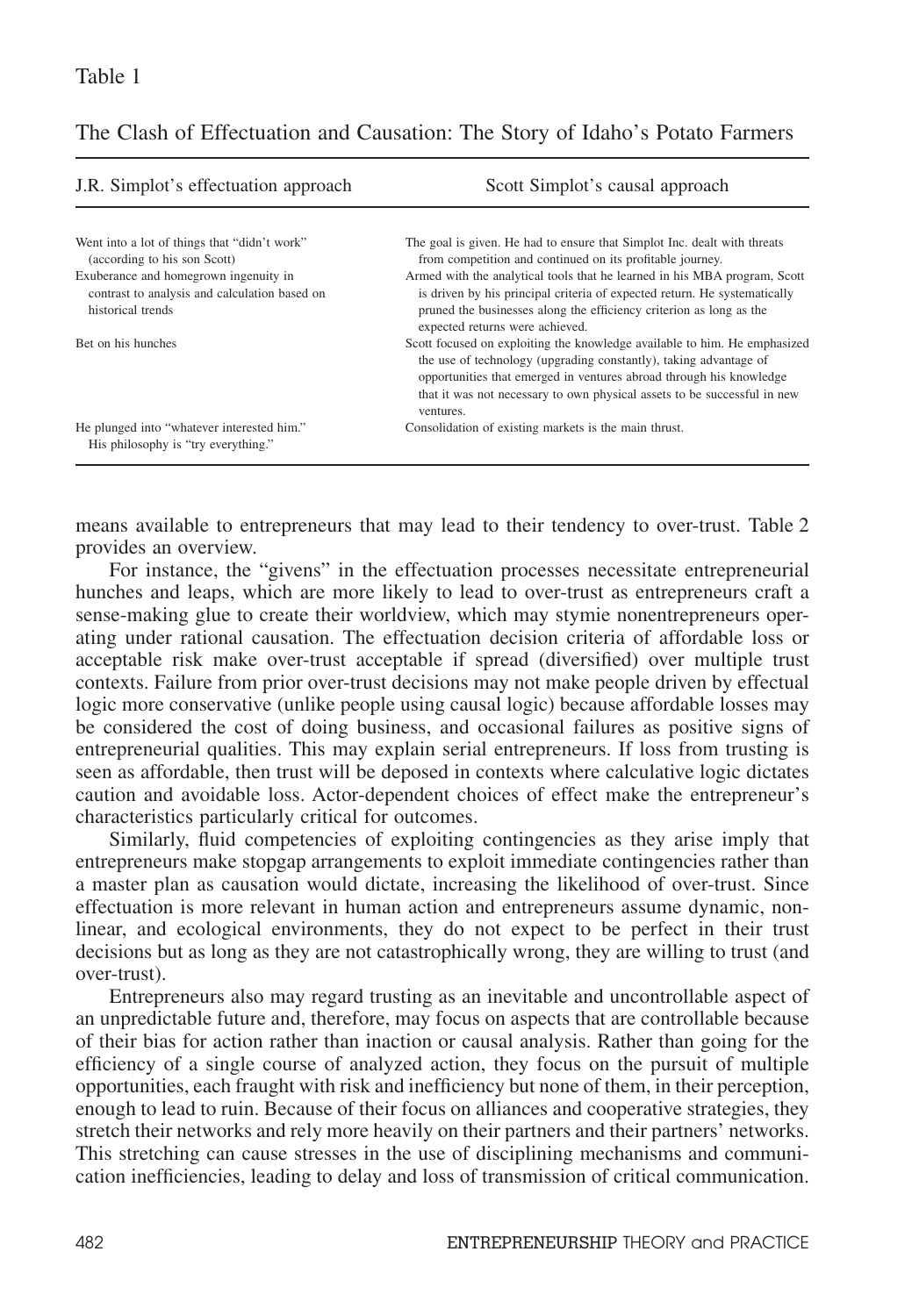Table 1

The Clash of Effectuation and Causation: The Story of Idaho's Potato Farmers

| J.R. Simplot's effectuation approach | Scott Simplot's causal approach |
|---|---|
| Went into a lot of things that "didn't work" (according to his son Scott) | The goal is given. He had to ensure that Simplot Inc. dealt with threats from competition and continued on its profitable journey. |
| Exuberance and homegrown ingenuity in contrast to analysis and calculation based on historical trends | Armed with the analytical tools that he learned in his MBA program, Scott is driven by his principal criteria of expected return. He systematically pruned the businesses along the efficiency criterion as long as the expected returns were achieved. |
| Bet on his hunches | Scott focused on exploiting the knowledge available to him. He emphasized the use of technology (upgrading constantly), taking advantage of opportunities that emerged in ventures abroad through his knowledge that it was not necessary to own physical assets to be successful in new ventures. |
| He plunged into "whatever interested him." His philosophy is "try everything." | Consolidation of existing markets is the main thrust. |

means available to entrepreneurs that may lead to their tendency to over-trust. Table 2 provides an overview.

For instance, the "givens" in the effectuation processes necessitate entrepreneurial hunches and leaps, which are more likely to lead to over-trust as entrepreneurs craft a sense-making glue to create their worldview, which may stymie nonentrepreneurs operating under rational causation. The effectuation decision criteria of affordable loss or acceptable risk make over-trust acceptable if spread (diversified) over multiple trust contexts. Failure from prior over-trust decisions may not make people driven by effectual logic more conservative (unlike people using causal logic) because affordable losses may be considered the cost of doing business, and occasional failures as positive signs of entrepreneurial qualities. This may explain serial entrepreneurs. If loss from trusting is seen as affordable, then trust will be deposed in contexts where calculative logic dictates caution and avoidable loss. Actor-dependent choices of effect make the entrepreneur's characteristics particularly critical for outcomes.

Similarly, fluid competencies of exploiting contingencies as they arise imply that entrepreneurs make stopgap arrangements to exploit immediate contingencies rather than a master plan as causation would dictate, increasing the likelihood of over-trust. Since effectuation is more relevant in human action and entrepreneurs assume dynamic, nonlinear, and ecological environments, they do not expect to be perfect in their trust decisions but as long as they are not catastrophically wrong, they are willing to trust (and over-trust).

Entrepreneurs also may regard trusting as an inevitable and uncontrollable aspect of an unpredictable future and, therefore, may focus on aspects that are controllable because of their bias for action rather than inaction or causal analysis. Rather than going for the efficiency of a single course of analyzed action, they focus on the pursuit of multiple opportunities, each fraught with risk and inefficiency but none of them, in their perception, enough to lead to ruin. Because of their focus on alliances and cooperative strategies, they stretch their networks and rely more heavily on their partners and their partners' networks. This stretching can cause stresses in the use of disciplining mechanisms and communication inefficiencies, leading to delay and loss of transmission of critical communication.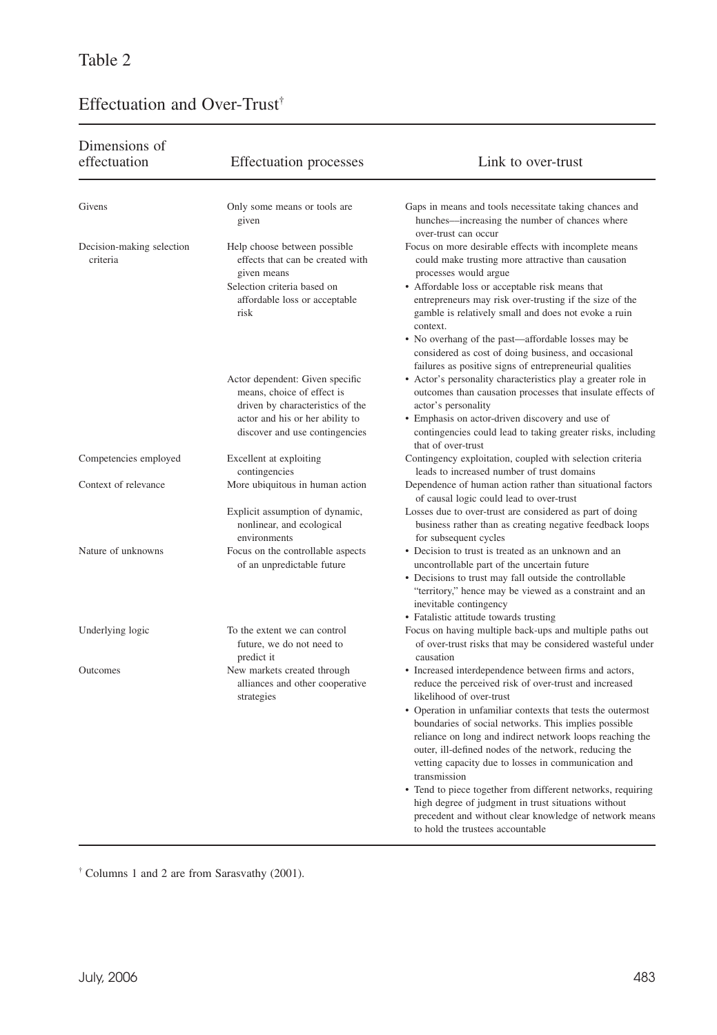Table 2

Effectuation and Over-Trust[†]

| Dimensions of effectuation | Effectuation processes | Link to over-trust |
|---|---|---|
| Givens | Only some means or tools are given | Gaps in means and tools necessitate taking chances and hunches—increasing the number of chances where over-trust can occur |
| Decision-making selection criteria | Help choose between possible effects that can be created with given means | Focus on more desirable effects with incomplete means could make trusting more attractive than causation processes would argue |
| | Selection criteria based on affordable loss or acceptable risk | • Affordable loss or acceptable risk means that entrepreneurs may risk over-trusting if the size of the gamble is relatively small and does not evoke a ruin context. <br> • No overhang of the past—affordable losses may be considered as cost of doing business, and occasional failures as positive signs of entrepreneurial qualities |
| | Actor dependent: Given specific means, choice of effect is driven by characteristics of the actor and his or her ability to discover and use contingencies | • Actor's personality characteristics play a greater role in outcomes than causation processes that insulate effects of actor's personality <br> • Emphasis on actor-driven discovery and use of contingencies could lead to taking greater risks, including that of over-trust |
| Competencies employed | Excellent at exploiting contingencies | Contingency exploitation, coupled with selection criteria leads to increased number of trust domains |
| Context of relevance | More ubiquitous in human action | Dependence of human action rather than situational factors of causal logic could lead to over-trust |
| | Explicit assumption of dynamic, nonlinear, and ecological environments | Losses due to over-trust are considered as part of doing business rather than as creating negative feedback loops for subsequent cycles |
| Nature of unknowns | Focus on the controllable aspects of an unpredictable future | • Decision to trust is treated as an unknown and an uncontrollable part of the uncertain future <br> • Decisions to trust may fall outside the controllable "territory," hence may be viewed as a constraint and an inevitable contingency <br> • Fatalistic attitude towards trusting |
| Underlying logic | To the extent we can control future, we do not need to predict it | Focus on having multiple back-ups and multiple paths out of over-trust risks that may be considered wasteful under causation |
| Outcomes | New markets created through alliances and other cooperative strategies | • Increased interdependence between firms and actors, reduce the perceived risk of over-trust and increased likelihood of over-trust <br> • Operation in unfamiliar contexts that tests the outermost boundaries of social networks. This implies possible reliance on long and indirect network loops reaching the outer, ill-defined nodes of the network, reducing the vetting capacity due to losses in communication and transmission <br> • Tend to piece together from different networks, requiring high degree of judgment in trust situations without precedent and without clear knowledge of network means to hold the trustees accountable |

[†] Columns 1 and 2 are from Sarasvathy (2001).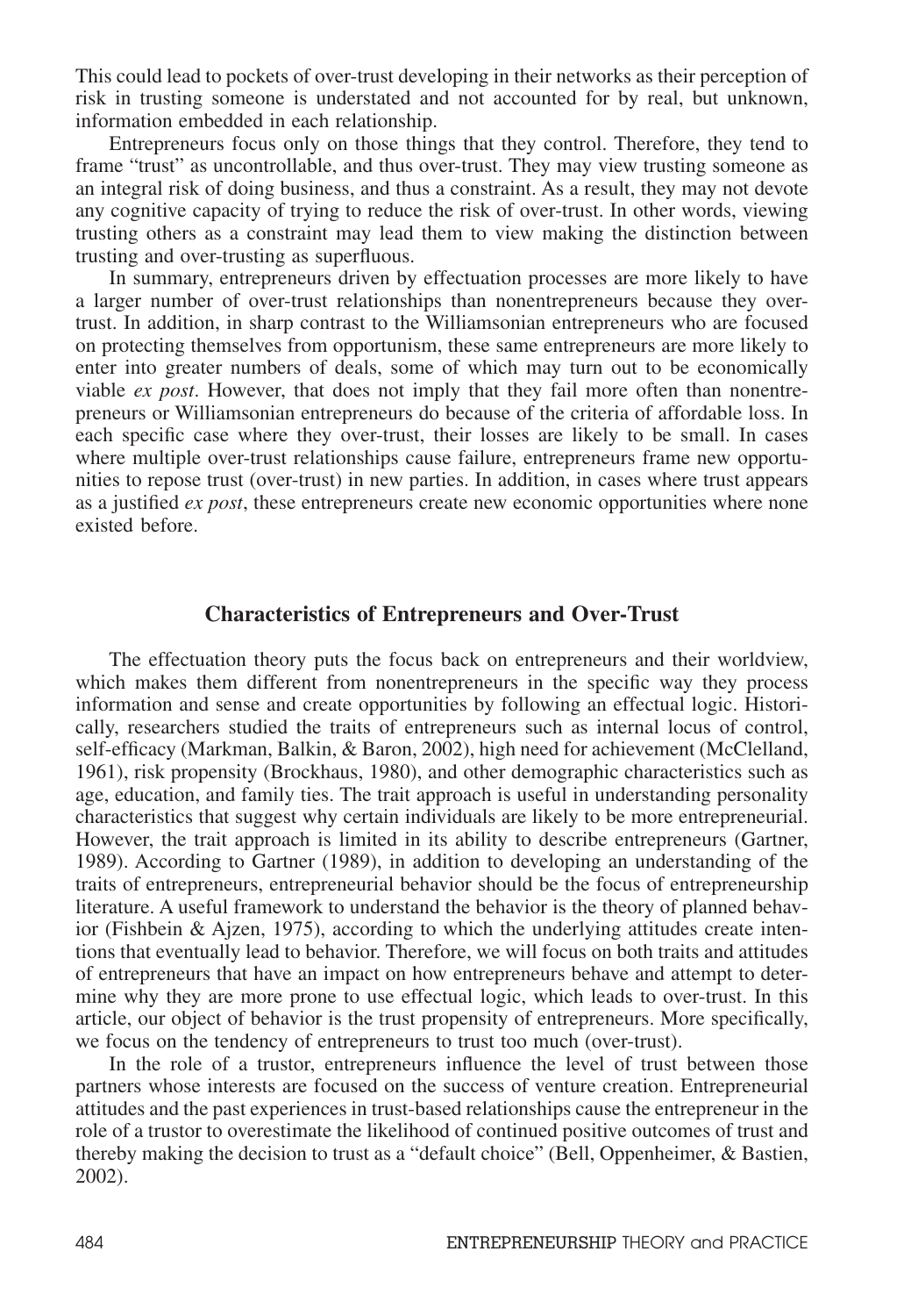This could lead to pockets of over-trust developing in their networks as their perception of risk in trusting someone is understated and not accounted for by real, but unknown, information embedded in each relationship.

Entrepreneurs focus only on those things that they control. Therefore, they tend to frame "trust" as uncontrollable, and thus over-trust. They may view trusting someone as an integral risk of doing business, and thus a constraint. As a result, they may not devote any cognitive capacity of trying to reduce the risk of over-trust. In other words, viewing trusting others as a constraint may lead them to view making the distinction between trusting and over-trusting as superfluous.

In summary, entrepreneurs driven by effectuation processes are more likely to have a larger number of over-trust relationships than nonentrepreneurs because they over-trust. In addition, in sharp contrast to the Williamsonian entrepreneurs who are focused on protecting themselves from opportunism, these same entrepreneurs are more likely to enter into greater numbers of deals, some of which may turn out to be economically viable *ex post*. However, that does not imply that they fail more often than nonentrepreneurs or Williamsonian entrepreneurs do because of the criteria of affordable loss. In each specific case where they over-trust, their losses are likely to be small. In cases where multiple over-trust relationships cause failure, entrepreneurs frame new opportunities to repose trust (over-trust) in new parties. In addition, in cases where trust appears as a justified *ex post*, these entrepreneurs create new economic opportunities where none existed before.

## Characteristics of Entrepreneurs and Over-Trust

The effectuation theory puts the focus back on entrepreneurs and their worldview, which makes them different from nonentrepreneurs in the specific way they process information and sense and create opportunities by following an effectual logic. Historically, researchers studied the traits of entrepreneurs such as internal locus of control, self-efficacy (Markman, Balkin, & Baron, 2002), high need for achievement (McClelland, 1961), risk propensity (Brockhaus, 1980), and other demographic characteristics such as age, education, and family ties. The trait approach is useful in understanding personality characteristics that suggest why certain individuals are likely to be more entrepreneurial. However, the trait approach is limited in its ability to describe entrepreneurs (Gartner, 1989). According to Gartner (1989), in addition to developing an understanding of the traits of entrepreneurs, entrepreneurial behavior should be the focus of entrepreneurship literature. A useful framework to understand the behavior is the theory of planned behavior (Fishbein & Ajzen, 1975), according to which the underlying attitudes create intentions that eventually lead to behavior. Therefore, we will focus on both traits and attitudes of entrepreneurs that have an impact on how entrepreneurs behave and attempt to determine why they are more prone to use effectual logic, which leads to over-trust. In this article, our object of behavior is the trust propensity of entrepreneurs. More specifically, we focus on the tendency of entrepreneurs to trust too much (over-trust).

In the role of a trustor, entrepreneurs influence the level of trust between those partners whose interests are focused on the success of venture creation. Entrepreneurial attitudes and the past experiences in trust-based relationships cause the entrepreneur in the role of a trustor to overestimate the likelihood of continued positive outcomes of trust and thereby making the decision to trust as a "default choice" (Bell, Oppenheimer, & Bastien, 2002).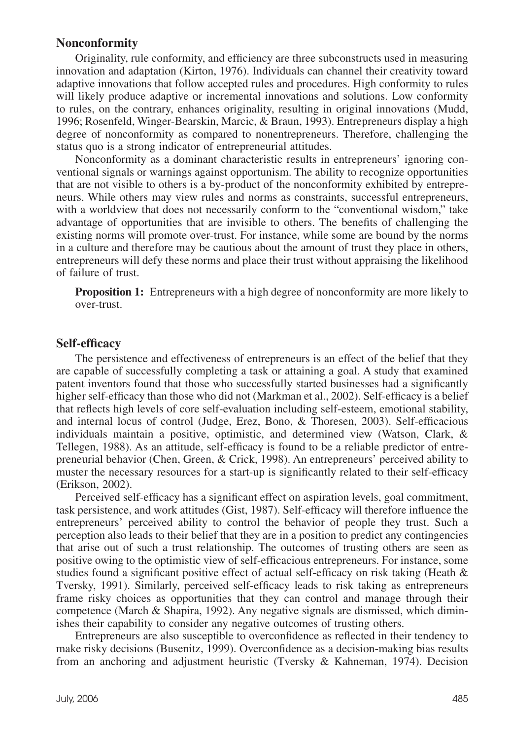## Nonconformity

Originality, rule conformity, and efficiency are three subconstructs used in measuring innovation and adaptation (Kirton, 1976). Individuals can channel their creativity toward adaptive innovations that follow accepted rules and procedures. High conformity to rules will likely produce adaptive or incremental innovations and solutions. Low conformity to rules, on the contrary, enhances originality, resulting in original innovations (Mudd, 1996; Rosenfeld, Winger-Bearskin, Marcic, & Braun, 1993). Entrepreneurs display a high degree of nonconformity as compared to nonentrepreneurs. Therefore, challenging the status quo is a strong indicator of entrepreneurial attitudes.

Nonconformity as a dominant characteristic results in entrepreneurs' ignoring conventional signals or warnings against opportunism. The ability to recognize opportunities that are not visible to others is a by-product of the nonconformity exhibited by entrepreneurs. While others may view rules and norms as constraints, successful entrepreneurs, with a worldview that does not necessarily conform to the "conventional wisdom," take advantage of opportunities that are invisible to others. The benefits of challenging the existing norms will promote over-trust. For instance, while some are bound by the norms in a culture and therefore may be cautious about the amount of trust they place in others, entrepreneurs will defy these norms and place their trust without appraising the likelihood of failure of trust.

> **Proposition 1:** Entrepreneurs with a high degree of nonconformity are more likely to over-trust.

## Self-efficacy

The persistence and effectiveness of entrepreneurs is an effect of the belief that they are capable of successfully completing a task or attaining a goal. A study that examined patent inventors found that those who successfully started businesses had a significantly higher self-efficacy than those who did not (Markman et al., 2002). Self-efficacy is a belief that reflects high levels of core self-evaluation including self-esteem, emotional stability, and internal locus of control (Judge, Erez, Bono, & Thoresen, 2003). Self-efficacious individuals maintain a positive, optimistic, and determined view (Watson, Clark, & Tellegen, 1988). As an attitude, self-efficacy is found to be a reliable predictor of entrepreneurial behavior (Chen, Green, & Crick, 1998). An entrepreneurs' perceived ability to muster the necessary resources for a start-up is significantly related to their self-efficacy (Erikson, 2002).

Perceived self-efficacy has a significant effect on aspiration levels, goal commitment, task persistence, and work attitudes (Gist, 1987). Self-efficacy will therefore influence the entrepreneurs' perceived ability to control the behavior of people they trust. Such a perception also leads to their belief that they are in a position to predict any contingencies that arise out of such a trust relationship. The outcomes of trusting others are seen as positive owing to the optimistic view of self-efficacious entrepreneurs. For instance, some studies found a significant positive effect of actual self-efficacy on risk taking (Heath & Tversky, 1991). Similarly, perceived self-efficacy leads to risk taking as entrepreneurs frame risky choices as opportunities that they can control and manage through their competence (March & Shapira, 1992). Any negative signals are dismissed, which diminishes their capability to consider any negative outcomes of trusting others.

Entrepreneurs are also susceptible to overconfidence as reflected in their tendency to make risky decisions (Busenitz, 1999). Overconfidence as a decision-making bias results from an anchoring and adjustment heuristic (Tversky & Kahneman, 1974). Decision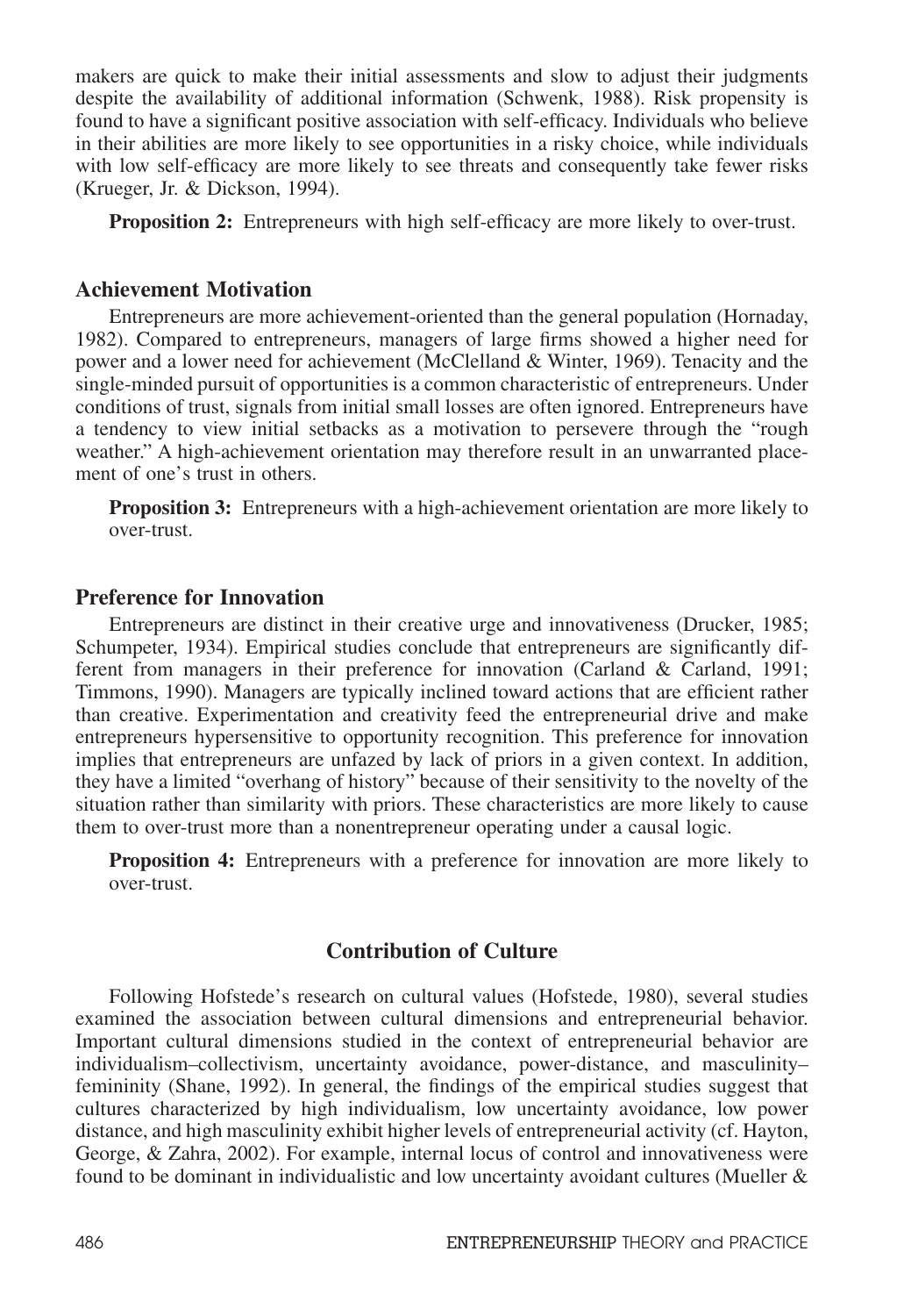makers are quick to make their initial assessments and slow to adjust their judgments despite the availability of additional information (Schwenk, 1988). Risk propensity is found to have a significant positive association with self-efficacy. Individuals who believe in their abilities are more likely to see opportunities in a risky choice, while individuals with low self-efficacy are more likely to see threats and consequently take fewer risks (Krueger, Jr. & Dickson, 1994).

**Proposition 2:** Entrepreneurs with high self-efficacy are more likely to over-trust.

## Achievement Motivation

Entrepreneurs are more achievement-oriented than the general population (Hornaday, 1982). Compared to entrepreneurs, managers of large firms showed a higher need for power and a lower need for achievement (McClelland & Winter, 1969). Tenacity and the single-minded pursuit of opportunities is a common characteristic of entrepreneurs. Under conditions of trust, signals from initial small losses are often ignored. Entrepreneurs have a tendency to view initial setbacks as a motivation to persevere through the "rough weather." A high-achievement orientation may therefore result in an unwarranted placement of one's trust in others.

**Proposition 3:** Entrepreneurs with a high-achievement orientation are more likely to over-trust.

## Preference for Innovation

Entrepreneurs are distinct in their creative urge and innovativeness (Drucker, 1985; Schumpeter, 1934). Empirical studies conclude that entrepreneurs are significantly different from managers in their preference for innovation (Carland & Carland, 1991; Timmons, 1990). Managers are typically inclined toward actions that are efficient rather than creative. Experimentation and creativity feed the entrepreneurial drive and make entrepreneurs hypersensitive to opportunity recognition. This preference for innovation implies that entrepreneurs are unfazed by lack of priors in a given context. In addition, they have a limited "overhang of history" because of their sensitivity to the novelty of the situation rather than similarity with priors. These characteristics are more likely to cause them to over-trust more than a nonentrepreneur operating under a causal logic.

**Proposition 4:** Entrepreneurs with a preference for innovation are more likely to over-trust.

# Contribution of Culture

Following Hofstede's research on cultural values (Hofstede, 1980), several studies examined the association between cultural dimensions and entrepreneurial behavior. Important cultural dimensions studied in the context of entrepreneurial behavior are individualism–collectivism, uncertainty avoidance, power-distance, and masculinity–femininity (Shane, 1992). In general, the findings of the empirical studies suggest that cultures characterized by high individualism, low uncertainty avoidance, low power distance, and high masculinity exhibit higher levels of entrepreneurial activity (cf. Hayton, George, & Zahra, 2002). For example, internal locus of control and innovativeness were found to be dominant in individualistic and low uncertainty avoidant cultures (Mueller &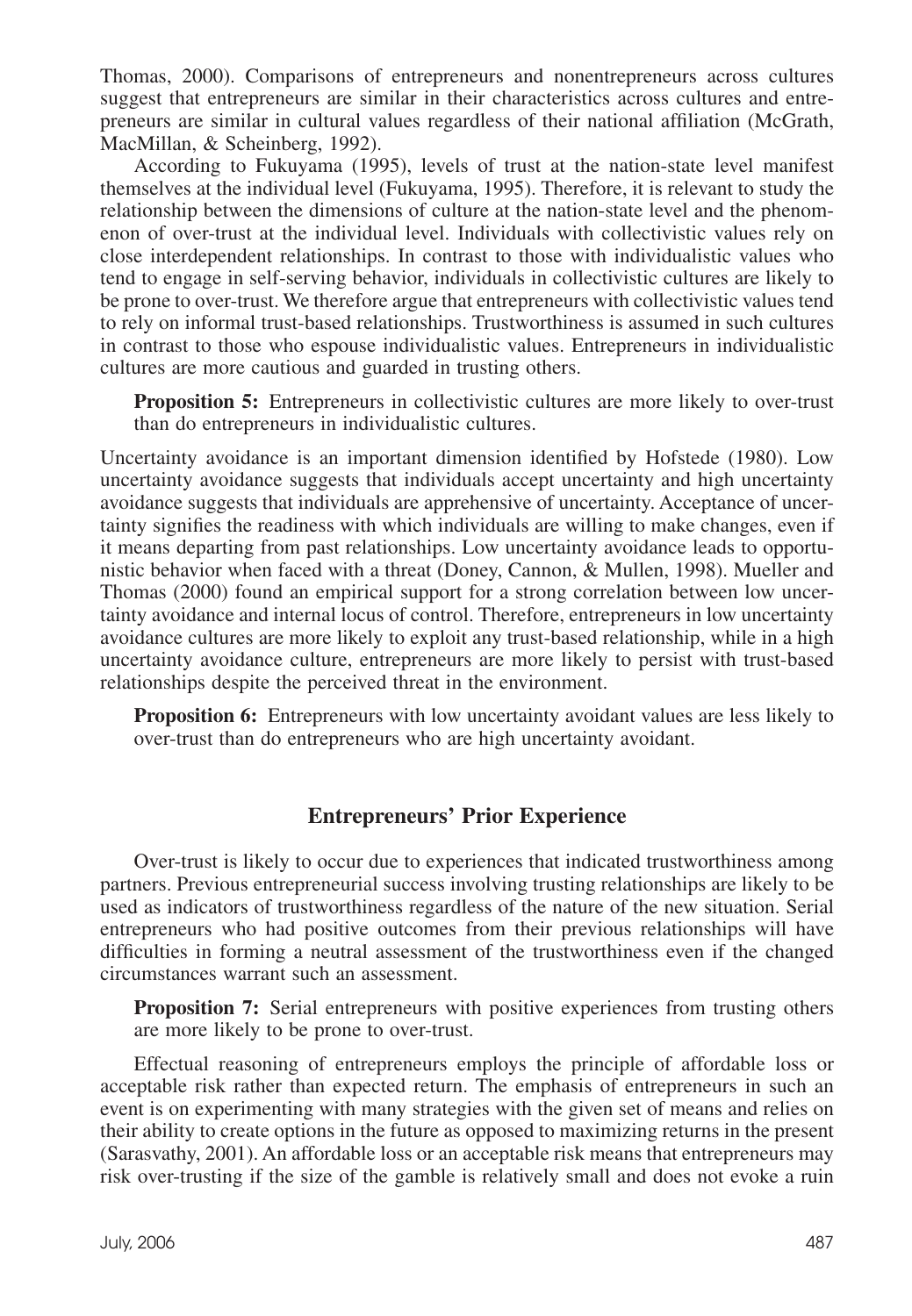Thomas, 2000). Comparisons of entrepreneurs and nonentrepreneurs across cultures suggest that entrepreneurs are similar in their characteristics across cultures and entrepreneurs are similar in cultural values regardless of their national affiliation (McGrath, MacMillan, & Scheinberg, 1992).

According to Fukuyama (1995), levels of trust at the nation-state level manifest themselves at the individual level (Fukuyama, 1995). Therefore, it is relevant to study the relationship between the dimensions of culture at the nation-state level and the phenomenon of over-trust at the individual level. Individuals with collectivistic values rely on close interdependent relationships. In contrast to those with individualistic values who tend to engage in self-serving behavior, individuals in collectivistic cultures are likely to be prone to over-trust. We therefore argue that entrepreneurs with collectivistic values tend to rely on informal trust-based relationships. Trustworthiness is assumed in such cultures in contrast to those who espouse individualistic values. Entrepreneurs in individualistic cultures are more cautious and guarded in trusting others.

**Proposition 5:** Entrepreneurs in collectivistic cultures are more likely to over-trust than do entrepreneurs in individualistic cultures.

Uncertainty avoidance is an important dimension identified by Hofstede (1980). Low uncertainty avoidance suggests that individuals accept uncertainty and high uncertainty avoidance suggests that individuals are apprehensive of uncertainty. Acceptance of uncertainty signifies the readiness with which individuals are willing to make changes, even if it means departing from past relationships. Low uncertainty avoidance leads to opportunistic behavior when faced with a threat (Doney, Cannon, & Mullen, 1998). Mueller and Thomas (2000) found an empirical support for a strong correlation between low uncertainty avoidance and internal locus of control. Therefore, entrepreneurs in low uncertainty avoidance cultures are more likely to exploit any trust-based relationship, while in a high uncertainty avoidance culture, entrepreneurs are more likely to persist with trust-based relationships despite the perceived threat in the environment.

**Proposition 6:** Entrepreneurs with low uncertainty avoidant values are less likely to over-trust than do entrepreneurs who are high uncertainty avoidant.

## Entrepreneurs' Prior Experience

Over-trust is likely to occur due to experiences that indicated trustworthiness among partners. Previous entrepreneurial success involving trusting relationships are likely to be used as indicators of trustworthiness regardless of the nature of the new situation. Serial entrepreneurs who had positive outcomes from their previous relationships will have difficulties in forming a neutral assessment of the trustworthiness even if the changed circumstances warrant such an assessment.

**Proposition 7:** Serial entrepreneurs with positive experiences from trusting others are more likely to be prone to over-trust.

Effectual reasoning of entrepreneurs employs the principle of affordable loss or acceptable risk rather than expected return. The emphasis of entrepreneurs in such an event is on experimenting with many strategies with the given set of means and relies on their ability to create options in the future as opposed to maximizing returns in the present (Sarasvathy, 2001). An affordable loss or an acceptable risk means that entrepreneurs may risk over-trusting if the size of the gamble is relatively small and does not evoke a ruin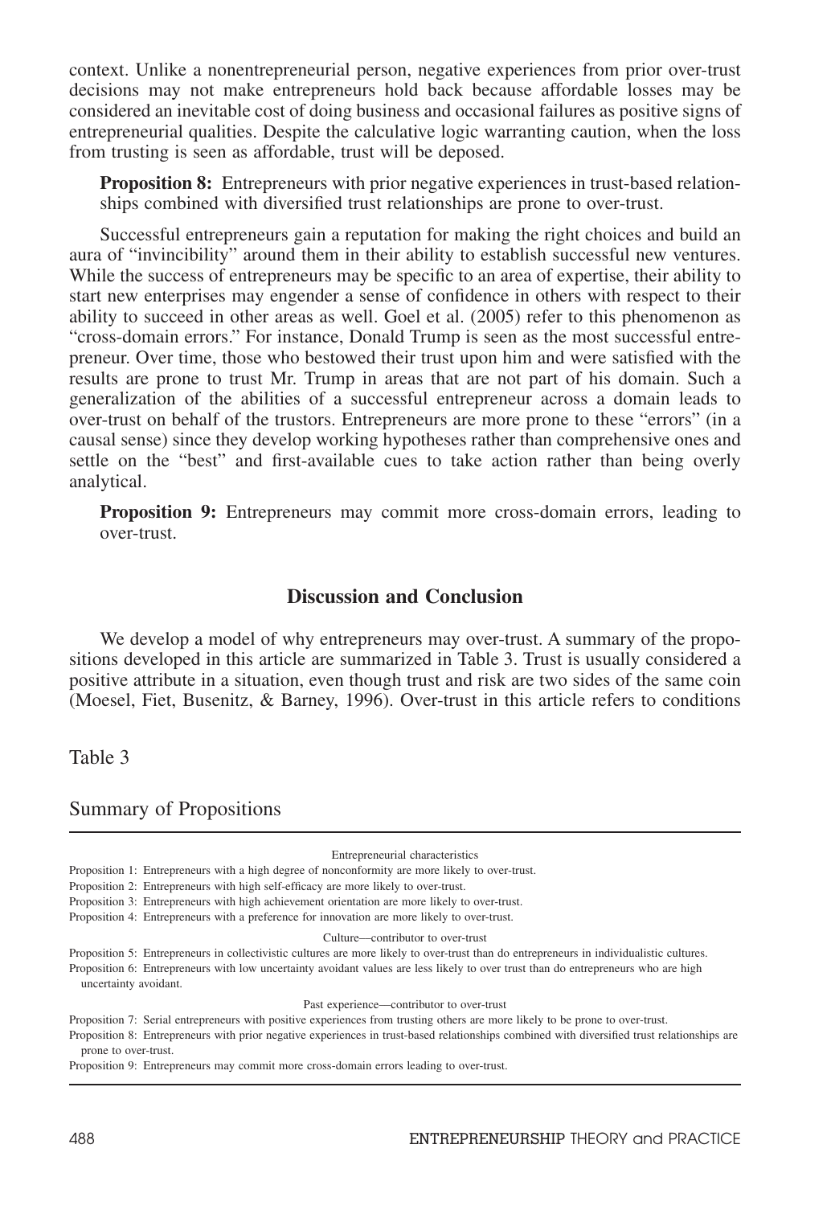context. Unlike a nonentrepreneurial person, negative experiences from prior over-trust decisions may not make entrepreneurs hold back because affordable losses may be considered an inevitable cost of doing business and occasional failures as positive signs of entrepreneurial qualities. Despite the calculative logic warranting caution, when the loss from trusting is seen as affordable, trust will be deposed.

> **Proposition 8:** Entrepreneurs with prior negative experiences in trust-based relationships combined with diversified trust relationships are prone to over-trust.

Successful entrepreneurs gain a reputation for making the right choices and build an aura of "invincibility" around them in their ability to establish successful new ventures. While the success of entrepreneurs may be specific to an area of expertise, their ability to start new enterprises may engender a sense of confidence in others with respect to their ability to succeed in other areas as well. Goel et al. (2005) refer to this phenomenon as "cross-domain errors." For instance, Donald Trump is seen as the most successful entrepreneur. Over time, those who bestowed their trust upon him and were satisfied with the results are prone to trust Mr. Trump in areas that are not part of his domain. Such a generalization of the abilities of a successful entrepreneur across a domain leads to over-trust on behalf of the trustors. Entrepreneurs are more prone to these "errors" (in a causal sense) since they develop working hypotheses rather than comprehensive ones and settle on the "best" and first-available cues to take action rather than being overly analytical.

> **Proposition 9:** Entrepreneurs may commit more cross-domain errors, leading to over-trust.

## Discussion and Conclusion

We develop a model of why entrepreneurs may over-trust. A summary of the propositions developed in this article are summarized in Table 3. Trust is usually considered a positive attribute in a situation, even though trust and risk are two sides of the same coin (Moesel, Fiet, Busenitz, & Barney, 1996). Over-trust in this article refers to conditions

Table 3

Summary of Propositions

| |
|---|
| Entrepreneurial characteristics |
| Proposition 1: Entrepreneurs with a high degree of nonconformity are more likely to over-trust. |
| Proposition 2: Entrepreneurs with high self-efficacy are more likely to over-trust. |
| Proposition 3: Entrepreneurs with high achievement orientation are more likely to over-trust. |
| Proposition 4: Entrepreneurs with a preference for innovation are more likely to over-trust. |
| Culture—contributor to over-trust |
| Proposition 5: Entrepreneurs in collectivistic cultures are more likely to over-trust than do entrepreneurs in individualistic cultures. |
| Proposition 6: Entrepreneurs with low uncertainty avoidant values are less likely to over trust than do entrepreneurs who are high uncertainty avoidant. |
| Past experience—contributor to over-trust |
| Proposition 7: Serial entrepreneurs with positive experiences from trusting others are more likely to be prone to over-trust. |
| Proposition 8: Entrepreneurs with prior negative experiences in trust-based relationships combined with diversified trust relationships are prone to over-trust. |
| Proposition 9: Entrepreneurs may commit more cross-domain errors leading to over-trust. |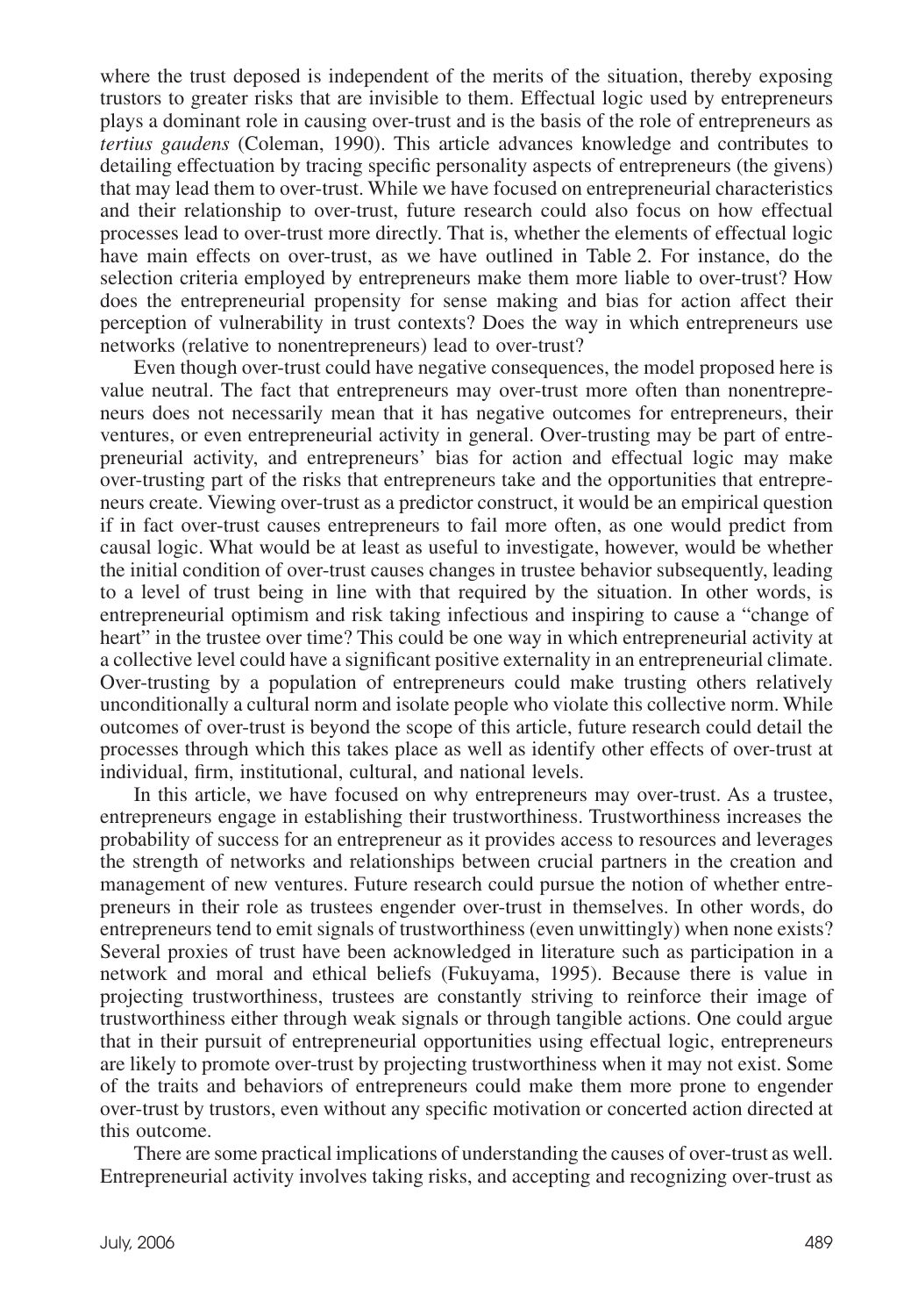where the trust deposed is independent of the merits of the situation, thereby exposing trustors to greater risks that are invisible to them. Effectual logic used by entrepreneurs plays a dominant role in causing over-trust and is the basis of the role of entrepreneurs as *tertius gaudens* (Coleman, 1990). This article advances knowledge and contributes to detailing effectuation by tracing specific personality aspects of entrepreneurs (the givens) that may lead them to over-trust. While we have focused on entrepreneurial characteristics and their relationship to over-trust, future research could also focus on how effectual processes lead to over-trust more directly. That is, whether the elements of effectual logic have main effects on over-trust, as we have outlined in Table 2. For instance, do the selection criteria employed by entrepreneurs make them more liable to over-trust? How does the entrepreneurial propensity for sense making and bias for action affect their perception of vulnerability in trust contexts? Does the way in which entrepreneurs use networks (relative to nonentrepreneurs) lead to over-trust?

Even though over-trust could have negative consequences, the model proposed here is value neutral. The fact that entrepreneurs may over-trust more often than nonentrepreneurs does not necessarily mean that it has negative outcomes for entrepreneurs, their ventures, or even entrepreneurial activity in general. Over-trusting may be part of entrepreneurial activity, and entrepreneurs' bias for action and effectual logic may make over-trusting part of the risks that entrepreneurs take and the opportunities that entrepreneurs create. Viewing over-trust as a predictor construct, it would be an empirical question if in fact over-trust causes entrepreneurs to fail more often, as one would predict from causal logic. What would be at least as useful to investigate, however, would be whether the initial condition of over-trust causes changes in trustee behavior subsequently, leading to a level of trust being in line with that required by the situation. In other words, is entrepreneurial optimism and risk taking infectious and inspiring to cause a "change of heart" in the trustee over time? This could be one way in which entrepreneurial activity at a collective level could have a significant positive externality in an entrepreneurial climate. Over-trusting by a population of entrepreneurs could make trusting others relatively unconditionally a cultural norm and isolate people who violate this collective norm. While outcomes of over-trust is beyond the scope of this article, future research could detail the processes through which this takes place as well as identify other effects of over-trust at individual, firm, institutional, cultural, and national levels.

In this article, we have focused on why entrepreneurs may over-trust. As a trustee, entrepreneurs engage in establishing their trustworthiness. Trustworthiness increases the probability of success for an entrepreneur as it provides access to resources and leverages the strength of networks and relationships between crucial partners in the creation and management of new ventures. Future research could pursue the notion of whether entrepreneurs in their role as trustees engender over-trust in themselves. In other words, do entrepreneurs tend to emit signals of trustworthiness (even unwittingly) when none exists? Several proxies of trust have been acknowledged in literature such as participation in a network and moral and ethical beliefs (Fukuyama, 1995). Because there is value in projecting trustworthiness, trustees are constantly striving to reinforce their image of trustworthiness either through weak signals or through tangible actions. One could argue that in their pursuit of entrepreneurial opportunities using effectual logic, entrepreneurs are likely to promote over-trust by projecting trustworthiness when it may not exist. Some of the traits and behaviors of entrepreneurs could make them more prone to engender over-trust by trustors, even without any specific motivation or concerted action directed at this outcome.

There are some practical implications of understanding the causes of over-trust as well. Entrepreneurial activity involves taking risks, and accepting and recognizing over-trust as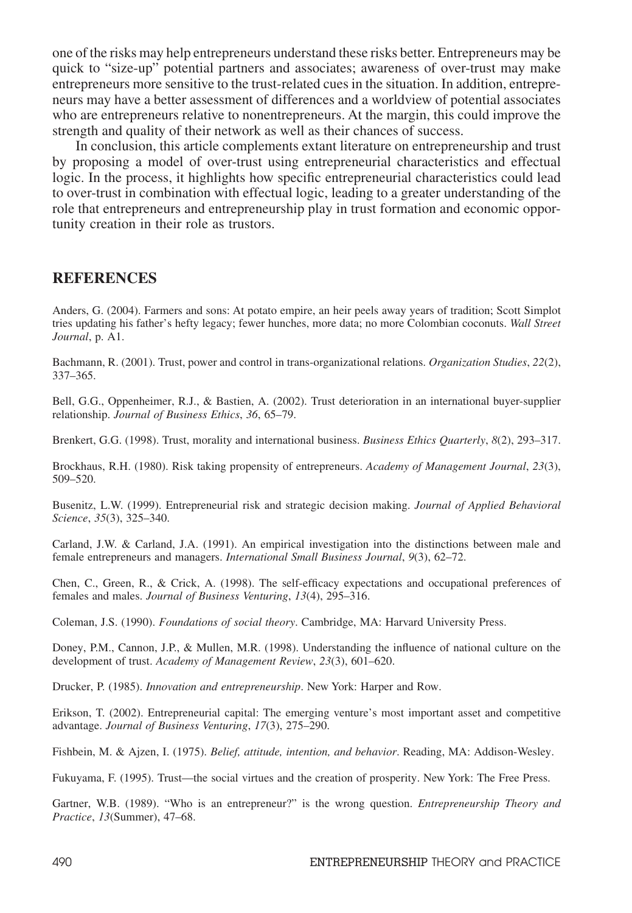one of the risks may help entrepreneurs understand these risks better. Entrepreneurs may be quick to "size-up" potential partners and associates; awareness of over-trust may make entrepreneurs more sensitive to the trust-related cues in the situation. In addition, entrepreneurs may have a better assessment of differences and a worldview of potential associates who are entrepreneurs relative to nonentrepreneurs. At the margin, this could improve the strength and quality of their network as well as their chances of success.

In conclusion, this article complements extant literature on entrepreneurship and trust by proposing a model of over-trust using entrepreneurial characteristics and effectual logic. In the process, it highlights how specific entrepreneurial characteristics could lead to over-trust in combination with effectual logic, leading to a greater understanding of the role that entrepreneurs and entrepreneurship play in trust formation and economic opportunity creation in their role as trustors.

## REFERENCES

Anders, G. (2004). Farmers and sons: At potato empire, an heir peels away years of tradition; Scott Simplot tries updating his father's hefty legacy; fewer hunches, more data; no more Colombian coconuts. *Wall Street Journal*, p. A1.

Bachmann, R. (2001). Trust, power and control in trans-organizational relations. *Organization Studies*, *22*(2), 337–365.

Bell, G.G., Oppenheimer, R.J., & Bastien, A. (2002). Trust deterioration in an international buyer-supplier relationship. *Journal of Business Ethics*, *36*, 65–79.

Brenkert, G.G. (1998). Trust, morality and international business. *Business Ethics Quarterly*, *8*(2), 293–317.

Brockhaus, R.H. (1980). Risk taking propensity of entrepreneurs. *Academy of Management Journal*, *23*(3), 509–520.

Busenitz, L.W. (1999). Entrepreneurial risk and strategic decision making. *Journal of Applied Behavioral Science*, *35*(3), 325–340.

Carland, J.W. & Carland, J.A. (1991). An empirical investigation into the distinctions between male and female entrepreneurs and managers. *International Small Business Journal*, *9*(3), 62–72.

Chen, C., Green, R., & Crick, A. (1998). The self-efficacy expectations and occupational preferences of females and males. *Journal of Business Venturing*, *13*(4), 295–316.

Coleman, J.S. (1990). *Foundations of social theory*. Cambridge, MA: Harvard University Press.

Doney, P.M., Cannon, J.P., & Mullen, M.R. (1998). Understanding the influence of national culture on the development of trust. *Academy of Management Review*, *23*(3), 601–620.

Drucker, P. (1985). *Innovation and entrepreneurship*. New York: Harper and Row.

Erikson, T. (2002). Entrepreneurial capital: The emerging venture's most important asset and competitive advantage. *Journal of Business Venturing*, *17*(3), 275–290.

Fishbein, M. & Ajzen, I. (1975). *Belief, attitude, intention, and behavior*. Reading, MA: Addison-Wesley.

Fukuyama, F. (1995). Trust—the social virtues and the creation of prosperity. New York: The Free Press.

Gartner, W.B. (1989). "Who is an entrepreneur?" is the wrong question. *Entrepreneurship Theory and Practice*, *13*(Summer), 47–68.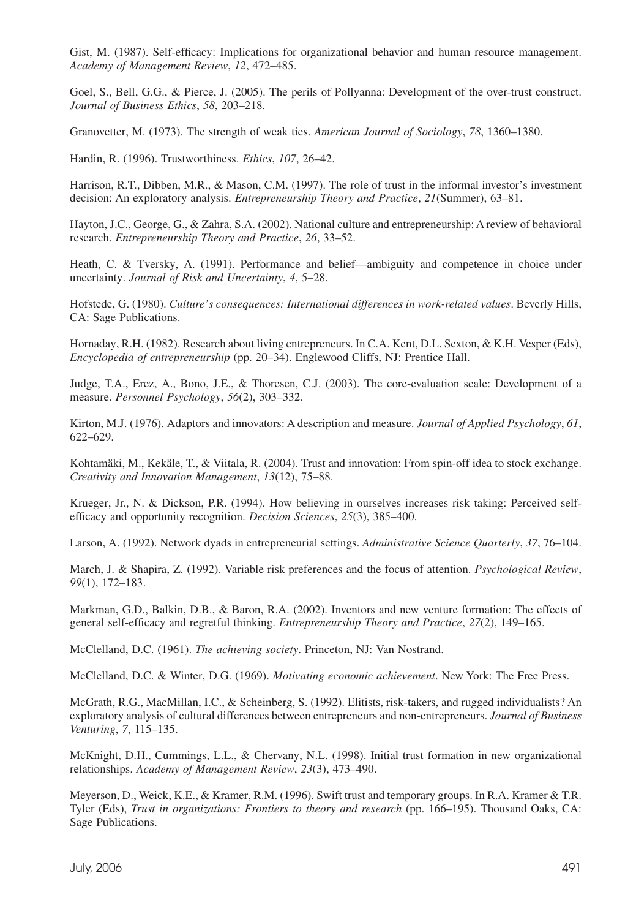Gist, M. (1987). Self-efficacy: Implications for organizational behavior and human resource management. *Academy of Management Review*, *12*, 472–485.

Goel, S., Bell, G.G., & Pierce, J. (2005). The perils of Pollyanna: Development of the over-trust construct. *Journal of Business Ethics*, *58*, 203–218.

Granovetter, M. (1973). The strength of weak ties. *American Journal of Sociology*, *78*, 1360–1380.

Hardin, R. (1996). Trustworthiness. *Ethics*, *107*, 26–42.

Harrison, R.T., Dibben, M.R., & Mason, C.M. (1997). The role of trust in the informal investor's investment decision: An exploratory analysis. *Entrepreneurship Theory and Practice*, *21*(Summer), 63–81.

Hayton, J.C., George, G., & Zahra, S.A. (2002). National culture and entrepreneurship: A review of behavioral research. *Entrepreneurship Theory and Practice*, *26*, 33–52.

Heath, C. & Tversky, A. (1991). Performance and belief—ambiguity and competence in choice under uncertainty. *Journal of Risk and Uncertainty*, *4*, 5–28.

Hofstede, G. (1980). *Culture's consequences: International differences in work-related values*. Beverly Hills, CA: Sage Publications.

Hornaday, R.H. (1982). Research about living entrepreneurs. In C.A. Kent, D.L. Sexton, & K.H. Vesper (Eds), *Encyclopedia of entrepreneurship* (pp. 20–34). Englewood Cliffs, NJ: Prentice Hall.

Judge, T.A., Erez, A., Bono, J.E., & Thoresen, C.J. (2003). The core-evaluation scale: Development of a measure. *Personnel Psychology*, *56*(2), 303–332.

Kirton, M.J. (1976). Adaptors and innovators: A description and measure. *Journal of Applied Psychology*, *61*, 622–629.

Kohtamäki, M., Kekäle, T., & Viitala, R. (2004). Trust and innovation: From spin-off idea to stock exchange. *Creativity and Innovation Management*, *13*(12), 75–88.

Krueger, Jr., N. & Dickson, P.R. (1994). How believing in ourselves increases risk taking: Perceived self-efficacy and opportunity recognition. *Decision Sciences*, *25*(3), 385–400.

Larson, A. (1992). Network dyads in entrepreneurial settings. *Administrative Science Quarterly*, *37*, 76–104.

March, J. & Shapira, Z. (1992). Variable risk preferences and the focus of attention. *Psychological Review*, *99*(1), 172–183.

Markman, G.D., Balkin, D.B., & Baron, R.A. (2002). Inventors and new venture formation: The effects of general self-efficacy and regretful thinking. *Entrepreneurship Theory and Practice*, *27*(2), 149–165.

McClelland, D.C. (1961). *The achieving society*. Princeton, NJ: Van Nostrand.

McClelland, D.C. & Winter, D.G. (1969). *Motivating economic achievement*. New York: The Free Press.

McGrath, R.G., MacMillan, I.C., & Scheinberg, S. (1992). Elitists, risk-takers, and rugged individualists? An exploratory analysis of cultural differences between entrepreneurs and non-entrepreneurs. *Journal of Business Venturing*, *7*, 115–135.

McKnight, D.H., Cummings, L.L., & Chervany, N.L. (1998). Initial trust formation in new organizational relationships. *Academy of Management Review*, *23*(3), 473–490.

Meyerson, D., Weick, K.E., & Kramer, R.M. (1996). Swift trust and temporary groups. In R.A. Kramer & T.R. Tyler (Eds), *Trust in organizations: Frontiers to theory and research* (pp. 166–195). Thousand Oaks, CA: Sage Publications.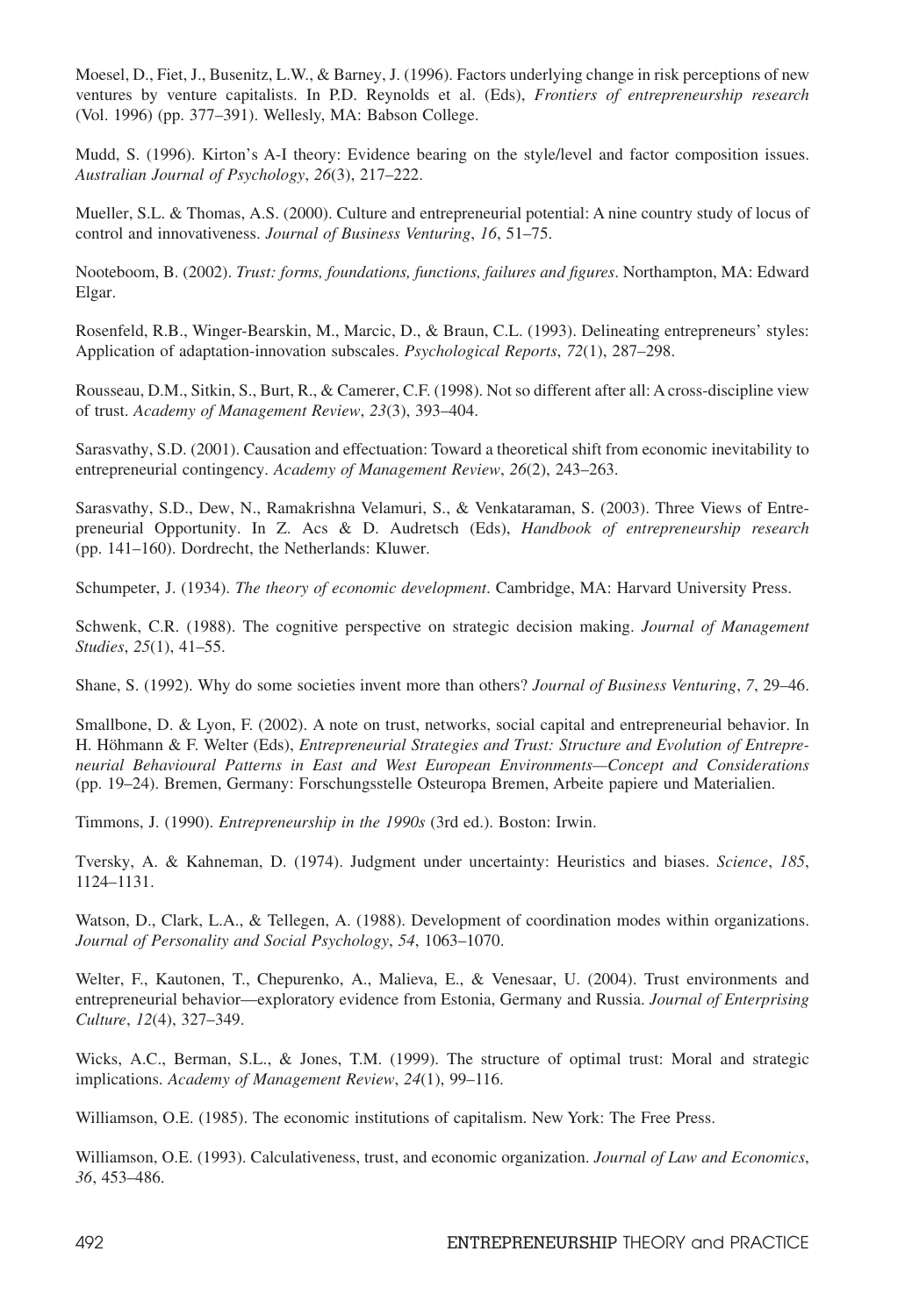Moesel, D., Fiet, J., Busenitz, L.W., & Barney, J. (1996). Factors underlying change in risk perceptions of new ventures by venture capitalists. In P.D. Reynolds et al. (Eds), *Frontiers of entrepreneurship research* (Vol. 1996) (pp. 377–391). Wellesly, MA: Babson College.

Mudd, S. (1996). Kirton's A-I theory: Evidence bearing on the style/level and factor composition issues. *Australian Journal of Psychology*, *26*(3), 217–222.

Mueller, S.L. & Thomas, A.S. (2000). Culture and entrepreneurial potential: A nine country study of locus of control and innovativeness. *Journal of Business Venturing*, *16*, 51–75.

Nooteboom, B. (2002). *Trust: forms, foundations, functions, failures and figures*. Northampton, MA: Edward Elgar.

Rosenfeld, R.B., Winger-Bearskin, M., Marcic, D., & Braun, C.L. (1993). Delineating entrepreneurs' styles: Application of adaptation-innovation subscales. *Psychological Reports*, *72*(1), 287–298.

Rousseau, D.M., Sitkin, S., Burt, R., & Camerer, C.F. (1998). Not so different after all: A cross-discipline view of trust. *Academy of Management Review*, *23*(3), 393–404.

Sarasvathy, S.D. (2001). Causation and effectuation: Toward a theoretical shift from economic inevitability to entrepreneurial contingency. *Academy of Management Review*, *26*(2), 243–263.

Sarasvathy, S.D., Dew, N., Ramakrishna Velamuri, S., & Venkataraman, S. (2003). Three Views of Entrepreneurial Opportunity. In Z. Acs & D. Audretsch (Eds), *Handbook of entrepreneurship research* (pp. 141–160). Dordrecht, the Netherlands: Kluwer.

Schumpeter, J. (1934). *The theory of economic development*. Cambridge, MA: Harvard University Press.

Schwenk, C.R. (1988). The cognitive perspective on strategic decision making. *Journal of Management Studies*, *25*(1), 41–55.

Shane, S. (1992). Why do some societies invent more than others? *Journal of Business Venturing*, *7*, 29–46.

Smallbone, D. & Lyon, F. (2002). A note on trust, networks, social capital and entrepreneurial behavior. In H. Höhmann & F. Welter (Eds), *Entrepreneurial Strategies and Trust: Structure and Evolution of Entrepreneurial Behavioural Patterns in East and West European Environments—Concept and Considerations* (pp. 19–24). Bremen, Germany: Forschungsstelle Osteuropa Bremen, Arbeite papiere und Materialien.

Timmons, J. (1990). *Entrepreneurship in the 1990s* (3rd ed.). Boston: Irwin.

Tversky, A. & Kahneman, D. (1974). Judgment under uncertainty: Heuristics and biases. *Science*, *185*, 1124–1131.

Watson, D., Clark, L.A., & Tellegen, A. (1988). Development of coordination modes within organizations. *Journal of Personality and Social Psychology*, *54*, 1063–1070.

Welter, F., Kautonen, T., Chepurenko, A., Malieva, E., & Venesaar, U. (2004). Trust environments and entrepreneurial behavior—exploratory evidence from Estonia, Germany and Russia. *Journal of Enterprising Culture*, *12*(4), 327–349.

Wicks, A.C., Berman, S.L., & Jones, T.M. (1999). The structure of optimal trust: Moral and strategic implications. *Academy of Management Review*, *24*(1), 99–116.

Williamson, O.E. (1985). The economic institutions of capitalism. New York: The Free Press.

Williamson, O.E. (1993). Calculativeness, trust, and economic organization. *Journal of Law and Economics*, *36*, 453–486.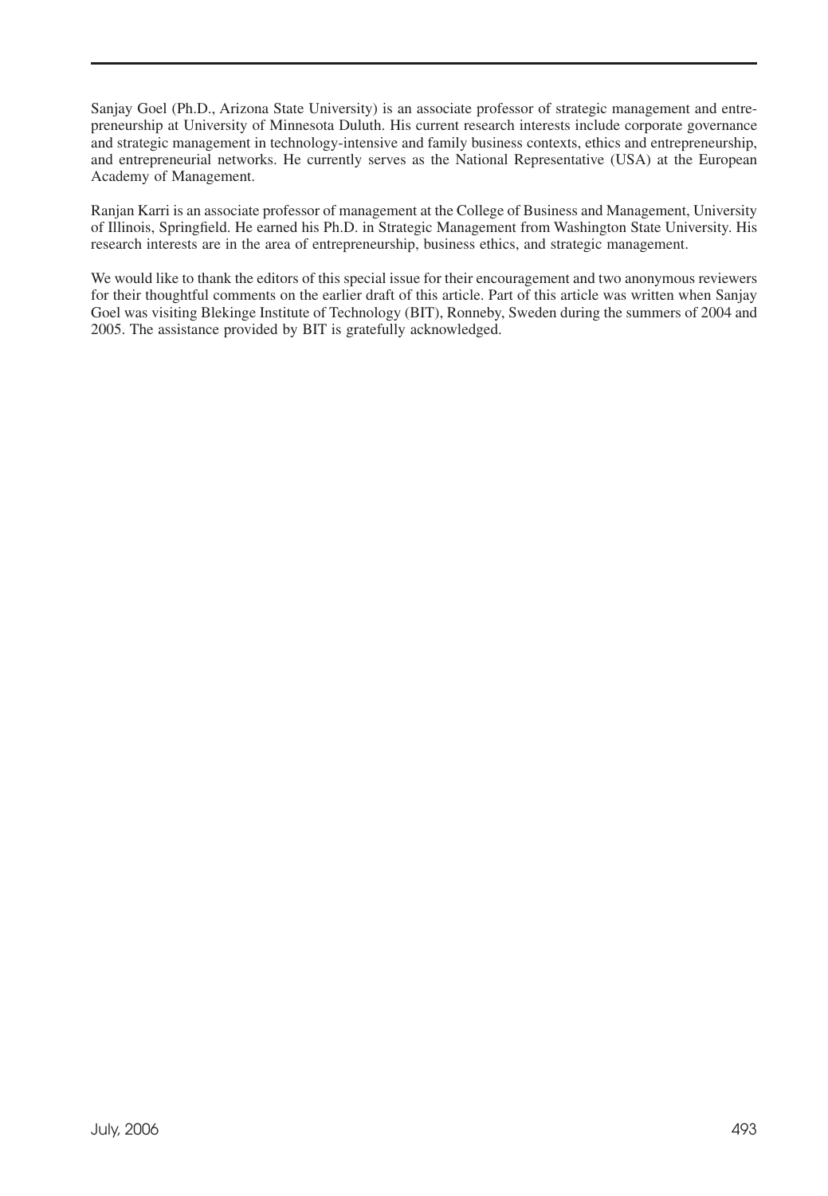Sanjay Goel (Ph.D., Arizona State University) is an associate professor of strategic management and entrepreneurship at University of Minnesota Duluth. His current research interests include corporate governance and strategic management in technology-intensive and family business contexts, ethics and entrepreneurship, and entrepreneurial networks. He currently serves as the National Representative (USA) at the European Academy of Management.

Ranjan Karri is an associate professor of management at the College of Business and Management, University of Illinois, Springfield. He earned his Ph.D. in Strategic Management from Washington State University. His research interests are in the area of entrepreneurship, business ethics, and strategic management.

We would like to thank the editors of this special issue for their encouragement and two anonymous reviewers for their thoughtful comments on the earlier draft of this article. Part of this article was written when Sanjay Goel was visiting Blekinge Institute of Technology (BIT), Ronneby, Sweden during the summers of 2004 and 2005. The assistance provided by BIT is gratefully acknowledged.